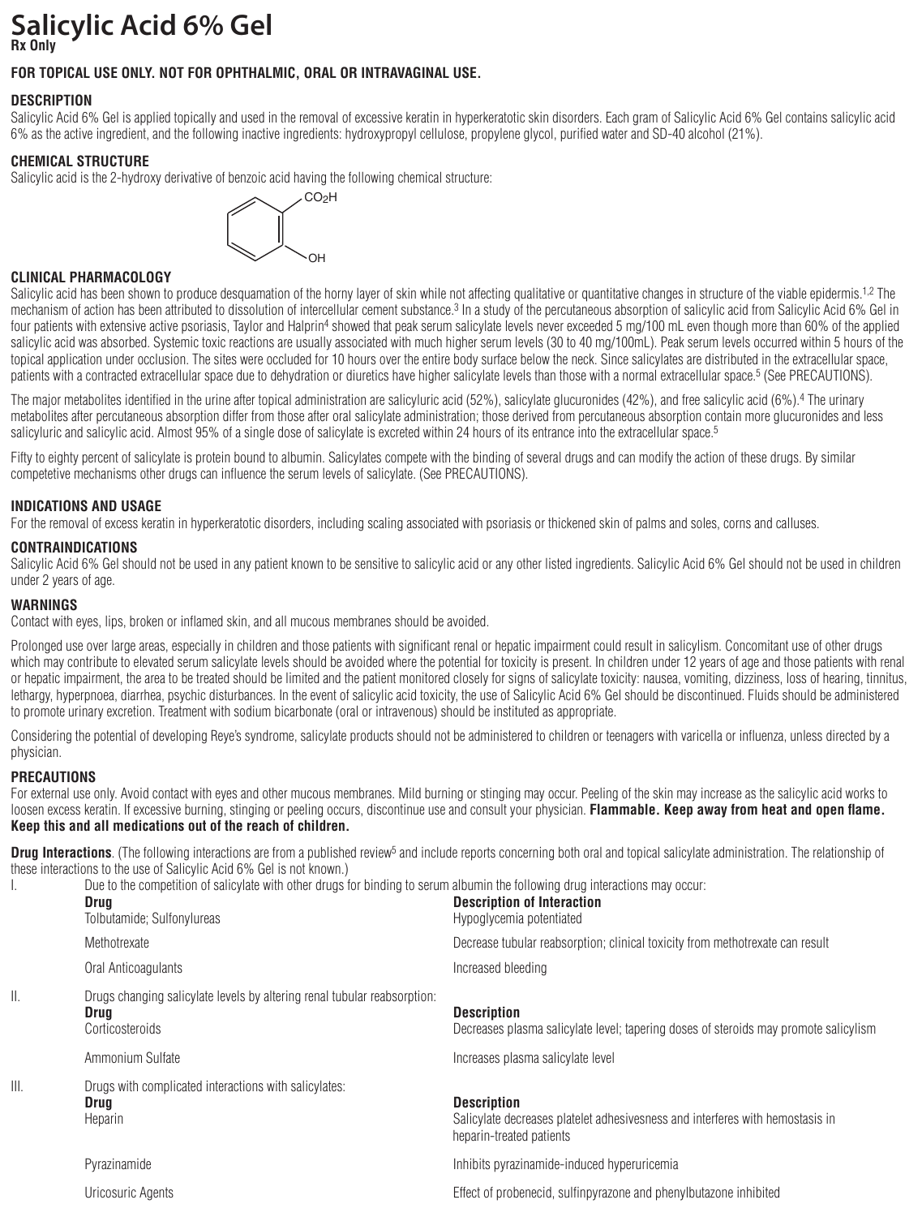# Salicylic Acid 6% Gel

**Rx Only**

**FOR TOPICAL USE ONLY. NOT FOR OPHTHALMIC, ORAL OR INTRAVAGINAL USE.**

## DESCRIPTION

Salicylic Acid 6% Gel is applied topically and used in the removal of excessive keratin in hyperkeratotic skin disorders. Each gram of Salicylic Acid 6% Gel contains salicylic acid 6% as the active ingredient, and the following inactive ingredients: hydroxypropyl cellulose, propylene glycol, purified water and SD-40 alcohol (21%).

## CHEMICAL STRUCTURE

Salicylic acid is the 2-hydroxy derivative of benzoic acid having the following chemical structure:

$CO_2H$

OH

## CLINICAL PHARMACOLOGY

Salicylic acid has been shown to produce desquamation of the horny layer of skin while not affecting qualitative or quantitative changes in structure of the viable epidermis.[1,2] The mechanism of action has been attributed to dissolution of intercellular cement substance.[3] In a study of the percutaneous absorption of salicylic acid from Salicylic Acid 6% Gel in four patients with extensive active psoriasis, Taylor and Halprin[4] showed that peak serum salicylate levels never exceeded 5 mg/100 mL even though more than 60% of the applied salicylic acid was absorbed. Systemic toxic reactions are usually associated with much higher serum levels (30 to 40 mg/100mL). Peak serum levels occurred within 5 hours of the topical application under occlusion. The sites were occluded for 10 hours over the entire body surface below the neck. Since salicylates are distributed in the extracellular space, patients with a contracted extracellular space due to dehydration or diuretics have higher salicylate levels than those with a normal extracellular space.[5] (See PRECAUTIONS).

The major metabolites identified in the urine after topical administration are salicyluric acid (52%), salicylate glucuronides (42%), and free salicylic acid (6%).[4] The urinary metabolites after percutaneous absorption differ from those after oral salicylate administration; those derived from percutaneous absorption contain more glucuronides and less salicyluric and salicylic acid. Almost 95% of a single dose of salicylate is excreted within 24 hours of its entrance into the extracellular space.[5]

Fifty to eighty percent of salicylate is protein bound to albumin. Salicylates compete with the binding of several drugs and can modify the action of these drugs. By similar competetive mechanisms other drugs can influence the serum levels of salicylate. (See PRECAUTIONS).

## INDICATIONS AND USAGE

For the removal of excess keratin in hyperkeratotic disorders, including scaling associated with psoriasis or thickened skin of palms and soles, corns and calluses.

## CONTRAINDICATIONS

Salicylic Acid 6% Gel should not be used in any patient known to be sensitive to salicylic acid or any other listed ingredients. Salicylic Acid 6% Gel should not be used in children under 2 years of age.

## WARNINGS

Contact with eyes, lips, broken or inflamed skin, and all mucous membranes should be avoided.

Prolonged use over large areas, especially in children and those patients with significant renal or hepatic impairment could result in salicylism. Concomitant use of other drugs which may contribute to elevated serum salicylate levels should be avoided where the potential for toxicity is present. In children under 12 years of age and those patients with renal or hepatic impairment, the area to be treated should be limited and the patient monitored closely for signs of salicylate toxicity: nausea, vomiting, dizziness, loss of hearing, tinnitus, lethargy, hyperpnoea, diarrhea, psychic disturbances. In the event of salicylic acid toxicity, the use of Salicylic Acid 6% Gel should be discontinued. Fluids should be administered to promote urinary excretion. Treatment with sodium bicarbonate (oral or intravenous) should be instituted as appropriate.

Considering the potential of developing Reye's syndrome, salicylate products should not be administered to children or teenagers with varicella or influenza, unless directed by a physician.

## PRECAUTIONS

For external use only. Avoid contact with eyes and other mucous membranes. Mild burning or stinging may occur. Peeling of the skin may increase as the salicylic acid works to loosen excess keratin. If excessive burning, stinging or peeling occurs, discontinue use and consult your physician. **Flammable. Keep away from heat and open flame. Keep this and all medications out of the reach of children.**

**Drug Interactions**. (The following interactions are from a published review[5] and include reports concerning both oral and topical salicylate administration. The relationship of these interactions to the use of Salicylic Acid 6% Gel is not known.)

I. Due to the competition of salicylate with other drugs for binding to serum albumin the following drug interactions may occur:

| Drug | Description of Interaction |
|---|---|
| Tolbutamide; Sulfonylureas | Hypoglycemia potentiated |
| Methotrexate | Decrease tubular reabsorption; clinical toxicity from methotrexate can result |
| Oral Anticoagulants | Increased bleeding |

II. Drugs changing salicylate levels by altering renal tubular reabsorption:

| Drug | Description |
|---|---|
| Corticosteroids | Decreases plasma salicylate level; tapering doses of steroids may promote salicylism |
| Ammonium Sulfate | Increases plasma salicylate level |

III. Drugs with complicated interactions with salicylates:

| Drug | Description |
|---|---|
| Heparin | Salicylate decreases platelet adhesivesness and interferes with hemostasis in heparin-treated patients |
| Pyrazinamide | Inhibits pyrazinamide-induced hyperuricemia |
| Uricosuric Agents | Effect of probenecid, sulfinpyrazone and phenylbutazone inhibited |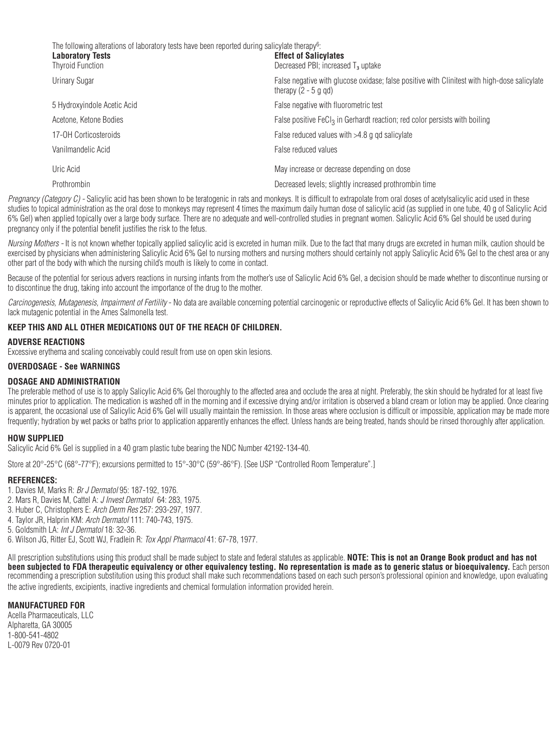The following alterations of laboratory tests have been reported during salicylate therapy[6]:

| Laboratory Tests | Effect of Salicylates |
|---|---|
| Thyroid Function | Decreased PBI; increased $T_3$ uptake |
| Urinary Sugar | False negative with glucose oxidase; false positive with Clinitest with high-dose salicylate therapy (2 - 5 g qd) |
| 5 Hydroxyindole Acetic Acid | False negative with fluorometric test |
| Acetone, Ketone Bodies | False positive $FeCl_3$ in Gerhardt reaction; red color persists with boiling |
| 17-OH Corticosteroids | False reduced values with >4.8 g qd salicylate |
| Vanilmandelic Acid | False reduced values |
| Uric Acid | May increase or decrease depending on dose |
| Prothrombin | Decreased levels; slightly increased prothrombin time |

*Pregnancy (Category C)* - Salicylic acid has been shown to be teratogenic in rats and monkeys. It is difficult to extrapolate from oral doses of acetylsalicylic acid used in these studies to topical administration as the oral dose to monkeys may represent 4 times the maximum daily human dose of salicylic acid (as supplied in one tube, 40 g of Salicylic Acid 6% Gel) when applied topically over a large body surface. There are no adequate and well-controlled studies in pregnant women. Salicylic Acid 6% Gel should be used during pregnancy only if the potential benefit justifies the risk to the fetus.

*Nursing Mothers* - It is not known whether topically applied salicylic acid is excreted in human milk. Due to the fact that many drugs are excreted in human milk, caution should be exercised by physicians when administering Salicylic Acid 6% Gel to nursing mothers and nursing mothers should certainly not apply Salicylic Acid 6% Gel to the chest area or any other part of the body with which the nursing child's mouth is likely to come in contact.

Because of the potential for serious advers reactions in nursing infants from the mother's use of Salicylic Acid 6% Gel, a decision should be made whether to discontinue nursing or to discontinue the drug, taking into account the importance of the drug to the mother.

*Carcinogenesis, Mutagenesis, Impairment of Fertility* - No data are available concerning potential carcinogenic or reproductive effects of Salicylic Acid 6% Gel. It has been shown to lack mutagenic potential in the Ames Salmonella test.

**KEEP THIS AND ALL OTHER MEDICATIONS OUT OF THE REACH OF CHILDREN.**

## ADVERSE REACTIONS

Excessive erythema and scaling conceivably could result from use on open skin lesions.

## OVERDOSAGE - See WARNINGS

## DOSAGE AND ADMINISTRATION

The preferable method of use is to apply Salicylic Acid 6% Gel thoroughly to the affected area and occlude the area at night. Preferably, the skin should be hydrated for at least five minutes prior to application. The medication is washed off in the morning and if excessive drying and/or irritation is observed a bland cream or lotion may be applied. Once clearing is apparent, the occasional use of Salicylic Acid 6% Gel will usually maintain the remission. In those areas where occlusion is difficult or impossible, application may be made more frequently; hydration by wet packs or baths prior to application apparently enhances the effect. Unless hands are being treated, hands should be rinsed thoroughly after application.

## HOW SUPPLIED

Salicylic Acid 6% Gel is supplied in a 40 gram plastic tube bearing the NDC Number 42192-134-40.

Store at 20°-25°C (68°-77°F); excursions permitted to 15°-30°C (59°-86°F). [See USP "Controlled Room Temperature".]

## REFERENCES:

1. Davies M, Marks R: *Br J Dermatol* 95: 187-192, 1976.
2. Mars R, Davies M, Cattel A: *J Invest Dermatol* 64: 283, 1975.
3. Huber C, Christophers E: *Arch Derm Res* 257: 293-297, 1977.
4. Taylor JR, Halprin KM: *Arch Dermatol* 111: 740-743, 1975.
5. Goldsmith LA: *Int J Dermatol* 18: 32-36.
6. Wilson JG, Ritter EJ, Scott WJ, Fradlein R: *Tox Appl Pharmacol* 41: 67-78, 1977.

All prescription substitutions using this product shall be made subject to state and federal statutes as applicable. **NOTE: This is not an Orange Book product and has not been subjected to FDA therapeutic equivalency or other equivalency testing. No representation is made as to generic status or bioequivalency.** Each person recommending a prescription substitution using this product shall make such recommendations based on each such person's professional opinion and knowledge, upon evaluating the active ingredients, excipients, inactive ingredients and chemical formulation information provided herein.

## MANUFACTURED FOR

Acella Pharmaceuticals, LLC
Alpharetta, GA 30005
1-800-541-4802
L-0079 Rev 0720-01